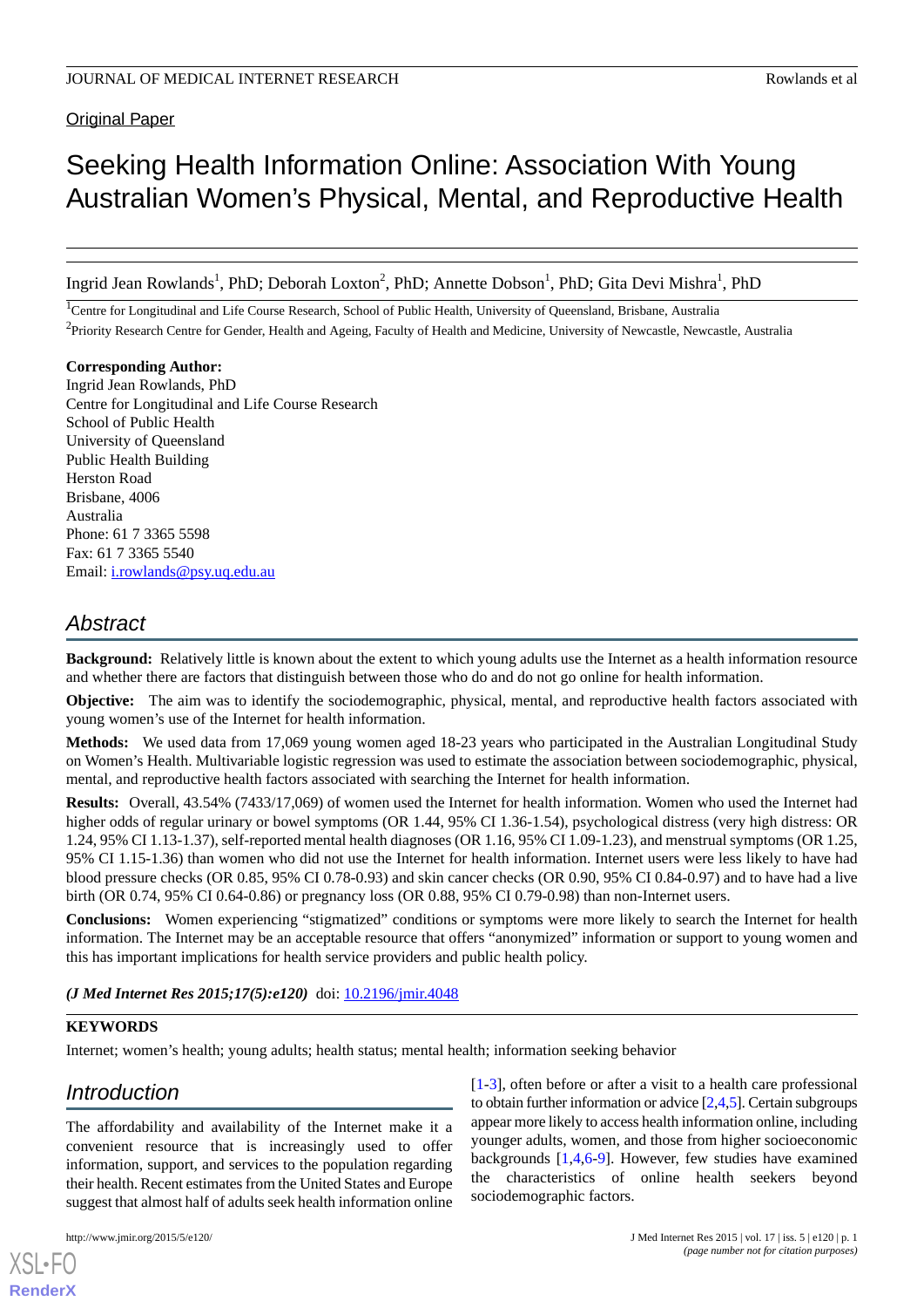Original Paper

# Seeking Health Information Online: Association With Young Australian Women's Physical, Mental, and Reproductive Health

Ingrid Jean Rowlands[1], PhD; Deborah Loxton[2], PhD; Annette Dobson[1], PhD; Gita Devi Mishra[1], PhD

[1]Centre for Longitudinal and Life Course Research, School of Public Health, University of Queensland, Brisbane, Australia

[2]Priority Research Centre for Gender, Health and Ageing, Faculty of Health and Medicine, University of Newcastle, Newcastle, Australia

**Corresponding Author:**
Ingrid Jean Rowlands, PhD
Centre for Longitudinal and Life Course Research
School of Public Health
University of Queensland
Public Health Building
Herston Road
Brisbane, 4006
Australia
Phone: 61 7 3365 5598
Fax: 61 7 3365 5540
Email: i.rowlands@psy.uq.edu.au

## Abstract

**Background:** Relatively little is known about the extent to which young adults use the Internet as a health information resource and whether there are factors that distinguish between those who do and do not go online for health information.

**Objective:** The aim was to identify the sociodemographic, physical, mental, and reproductive health factors associated with young women's use of the Internet for health information.

**Methods:** We used data from 17,069 young women aged 18-23 years who participated in the Australian Longitudinal Study on Women's Health. Multivariable logistic regression was used to estimate the association between sociodemographic, physical, mental, and reproductive health factors associated with searching the Internet for health information.

**Results:** Overall, 43.54% (7433/17,069) of women used the Internet for health information. Women who used the Internet had higher odds of regular urinary or bowel symptoms (OR 1.44, 95% CI 1.36-1.54), psychological distress (very high distress: OR 1.24, 95% CI 1.13-1.37), self-reported mental health diagnoses (OR 1.16, 95% CI 1.09-1.23), and menstrual symptoms (OR 1.25, 95% CI 1.15-1.36) than women who did not use the Internet for health information. Internet users were less likely to have had blood pressure checks (OR 0.85, 95% CI 0.78-0.93) and skin cancer checks (OR 0.90, 95% CI 0.84-0.97) and to have had a live birth (OR 0.74, 95% CI 0.64-0.86) or pregnancy loss (OR 0.88, 95% CI 0.79-0.98) than non-Internet users.

**Conclusions:** Women experiencing "stigmatized" conditions or symptoms were more likely to search the Internet for health information. The Internet may be an acceptable resource that offers "anonymized" information or support to young women and this has important implications for health service providers and public health policy.

***(J Med Internet Res 2015;17(5):e120)*** doi: 10.2196/jmir.4048

**KEYWORDS**

Internet; women's health; young adults; health status; mental health; information seeking behavior

## Introduction

The affordability and availability of the Internet make it a convenient resource that is increasingly used to offer information, support, and services to the population regarding their health. Recent estimates from the United States and Europe suggest that almost half of adults seek health information online [1-3], often before or after a visit to a health care professional to obtain further information or advice [2,4,5]. Certain subgroups appear more likely to access health information online, including younger adults, women, and those from higher socioeconomic backgrounds [1,4,6-9]. However, few studies have examined the characteristics of online health seekers beyond sociodemographic factors.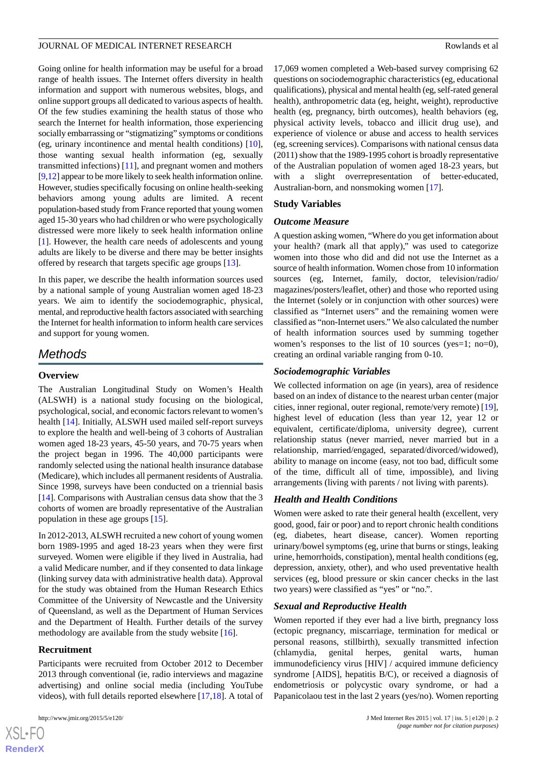Going online for health information may be useful for a broad range of health issues. The Internet offers diversity in health information and support with numerous websites, blogs, and online support groups all dedicated to various aspects of health. Of the few studies examining the health status of those who search the Internet for health information, those experiencing socially embarrassing or "stigmatizing" symptoms or conditions (eg, urinary incontinence and mental health conditions) [10], those wanting sexual health information (eg, sexually transmitted infections) [11], and pregnant women and mothers [9,12] appear to be more likely to seek health information online. However, studies specifically focusing on online health-seeking behaviors among young adults are limited. A recent population-based study from France reported that young women aged 15-30 years who had children or who were psychologically distressed were more likely to seek health information online [1]. However, the health care needs of adolescents and young adults are likely to be diverse and there may be better insights offered by research that targets specific age groups [13].

In this paper, we describe the health information sources used by a national sample of young Australian women aged 18-23 years. We aim to identify the sociodemographic, physical, mental, and reproductive health factors associated with searching the Internet for health information to inform health care services and support for young women.

## Methods

### Overview

The Australian Longitudinal Study on Women's Health (ALSWH) is a national study focusing on the biological, psychological, social, and economic factors relevant to women's health [14]. Initially, ALSWH used mailed self-report surveys to explore the health and well-being of 3 cohorts of Australian women aged 18-23 years, 45-50 years, and 70-75 years when the project began in 1996. The 40,000 participants were randomly selected using the national health insurance database (Medicare), which includes all permanent residents of Australia. Since 1998, surveys have been conducted on a triennial basis [14]. Comparisons with Australian census data show that the 3 cohorts of women are broadly representative of the Australian population in these age groups [15].

In 2012-2013, ALSWH recruited a new cohort of young women born 1989-1995 and aged 18-23 years when they were first surveyed. Women were eligible if they lived in Australia, had a valid Medicare number, and if they consented to data linkage (linking survey data with administrative health data). Approval for the study was obtained from the Human Research Ethics Committee of the University of Newcastle and the University of Queensland, as well as the Department of Human Services and the Department of Health. Further details of the survey methodology are available from the study website [16].

### Recruitment

Participants were recruited from October 2012 to December 2013 through conventional (ie, radio interviews and magazine advertising) and online social media (including YouTube videos), with full details reported elsewhere [17,18]. A total of 17,069 women completed a Web-based survey comprising 62 questions on sociodemographic characteristics (eg, educational qualifications), physical and mental health (eg, self-rated general health), anthropometric data (eg, height, weight), reproductive health (eg, pregnancy, birth outcomes), health behaviors (eg, physical activity levels, tobacco and illicit drug use), and experience of violence or abuse and access to health services (eg, screening services). Comparisons with national census data (2011) show that the 1989-1995 cohort is broadly representative of the Australian population of women aged 18-23 years, but with a slight overrepresentation of better-educated, Australian-born, and nonsmoking women [17].

### Study Variables

#### *Outcome Measure*

A question asking women, "Where do you get information about your health? (mark all that apply)," was used to categorize women into those who did and did not use the Internet as a source of health information. Women chose from 10 information sources (eg, Internet, family, doctor, television/radio/magazines/posters/leaflet, other) and those who reported using the Internet (solely or in conjunction with other sources) were classified as "Internet users" and the remaining women were classified as "non-Internet users." We also calculated the number of health information sources used by summing together women's responses to the list of 10 sources (yes=1; no=0), creating an ordinal variable ranging from 0-10.

#### *Sociodemographic Variables*

We collected information on age (in years), area of residence based on an index of distance to the nearest urban center (major cities, inner regional, outer regional, remote/very remote) [19], highest level of education (less than year 12, year 12 or equivalent, certificate/diploma, university degree), current relationship status (never married, never married but in a relationship, married/engaged, separated/divorced/widowed), ability to manage on income (easy, not too bad, difficult some of the time, difficult all of time, impossible), and living arrangements (living with parents / not living with parents).

#### *Health and Health Conditions*

Women were asked to rate their general health (excellent, very good, good, fair or poor) and to report chronic health conditions (eg, diabetes, heart disease, cancer). Women reporting urinary/bowel symptoms (eg, urine that burns or stings, leaking urine, hemorrhoids, constipation), mental health conditions (eg, depression, anxiety, other), and who used preventative health services (eg, blood pressure or skin cancer checks in the last two years) were classified as "yes" or "no.".

#### *Sexual and Reproductive Health*

Women reported if they ever had a live birth, pregnancy loss (ectopic pregnancy, miscarriage, termination for medical or personal reasons, stillbirth), sexually transmitted infection (chlamydia, genital herpes, genital warts, human immunodeficiency virus [HIV] / acquired immune deficiency syndrome [AIDS], hepatitis B/C), or received a diagnosis of endometriosis or polycystic ovary syndrome, or had a Papanicolaou test in the last 2 years (yes/no). Women reporting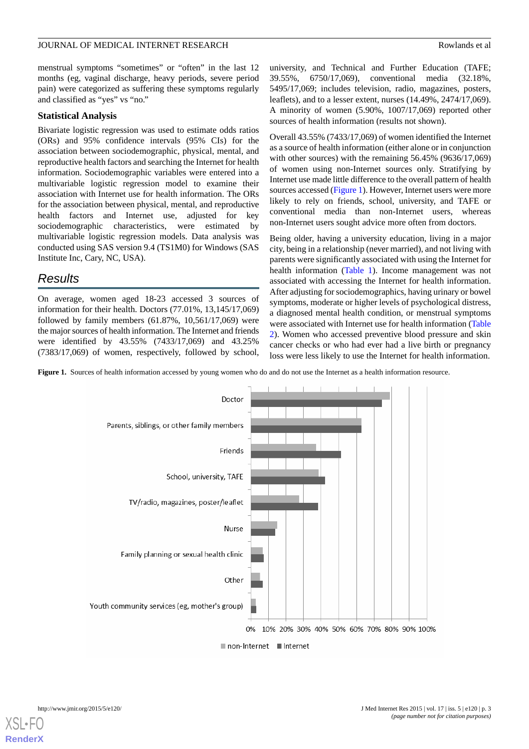menstrual symptoms “sometimes” or “often” in the last 12 months (eg, vaginal discharge, heavy periods, severe period pain) were categorized as suffering these symptoms regularly and classified as “yes” vs “no.”

### Statistical Analysis

Bivariate logistic regression was used to estimate odds ratios (ORs) and 95% confidence intervals (95% CIs) for the association between sociodemographic, physical, mental, and reproductive health factors and searching the Internet for health information. Sociodemographic variables were entered into a multivariable logistic regression model to examine their association with Internet use for health information. The ORs for the association between physical, mental, and reproductive health factors and Internet use, adjusted for key sociodemographic characteristics, were estimated by multivariable logistic regression models. Data analysis was conducted using SAS version 9.4 (TS1M0) for Windows (SAS Institute Inc, Cary, NC, USA).

## Results

On average, women aged 18-23 accessed 3 sources of information for their health. Doctors (77.01%, 13,145/17,069) followed by family members (61.87%, 10,561/17,069) were the major sources of health information. The Internet and friends were identified by 43.55% (7433/17,069) and 43.25% (7383/17,069) of women, respectively, followed by school, university, and Technical and Further Education (TAFE; 39.55%, 6750/17,069), conventional media (32.18%, 5495/17,069; includes television, radio, magazines, posters, leaflets), and to a lesser extent, nurses (14.49%, 2474/17,069). A minority of women (5.90%, 1007/17,069) reported other sources of health information (results not shown).

Overall 43.55% (7433/17,069) of women identified the Internet as a source of health information (either alone or in conjunction with other sources) with the remaining 56.45% (9636/17,069) of women using non-Internet sources only. Stratifying by Internet use made little difference to the overall pattern of health sources accessed (Figure 1). However, Internet users were more likely to rely on friends, school, university, and TAFE or conventional media than non-Internet users, whereas non-Internet users sought advice more often from doctors.

Being older, having a university education, living in a major city, being in a relationship (never married), and not living with parents were significantly associated with using the Internet for health information (Table 1). Income management was not associated with accessing the Internet for health information. After adjusting for sociodemographics, having urinary or bowel symptoms, moderate or higher levels of psychological distress, a diagnosed mental health condition, or menstrual symptoms were associated with Internet use for health information (Table 2). Women who accessed preventive blood pressure and skin cancer checks or who had ever had a live birth or pregnancy loss were less likely to use the Internet for health information.

**Figure 1.** Sources of health information accessed by young women who do and do not use the Internet as a health information resource.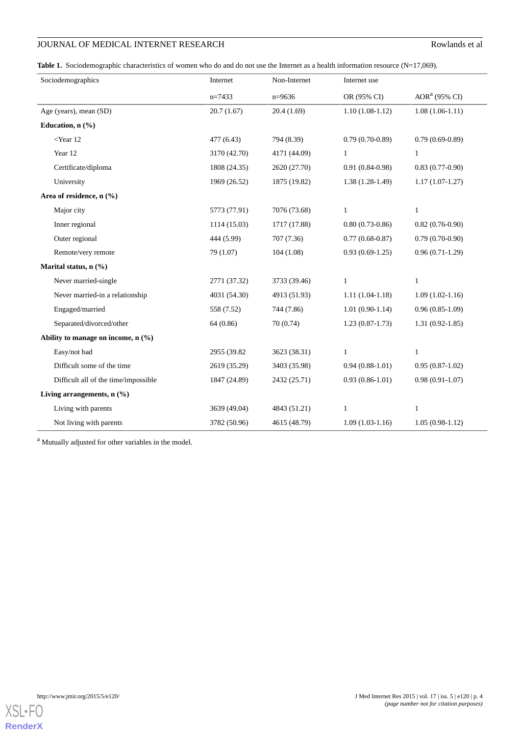**Table 1.** Sociodemographic characteristics of women who do and do not use the Internet as a health information resource (N=17,069).

| Sociodemographics | Internet | Non-Internet | Internet use | |
|---|---|---|---|---|
| | n=7433 | n=9636 | OR (95% CI) | AOR[a] (95% CI) |
| Age (years), mean (SD) | 20.7 (1.67) | 20.4 (1.69) | 1.10 (1.08-1.12) | 1.08 (1.06-1.11) |
| **Education, n (%)** | | | | |
| <Year 12 | 477 (6.43) | 794 (8.39) | 0.79 (0.70-0.89) | 0.79 (0.69-0.89) |
| Year 12 | 3170 (42.70) | 4171 (44.09) | 1 | 1 |
| Certificate/diploma | 1808 (24.35) | 2620 (27.70) | 0.91 (0.84-0.98) | 0.83 (0.77-0.90) |
| University | 1969 (26.52) | 1875 (19.82) | 1.38 (1.28-1.49) | 1.17 (1.07-1.27) |
| **Area of residence, n (%)** | | | | |
| Major city | 5773 (77.91) | 7076 (73.68) | 1 | 1 |
| Inner regional | 1114 (15.03) | 1717 (17.88) | 0.80 (0.73-0.86) | 0.82 (0.76-0.90) |
| Outer regional | 444 (5.99) | 707 (7.36) | 0.77 (0.68-0.87) | 0.79 (0.70-0.90) |
| Remote/very remote | 79 (1.07) | 104 (1.08) | 0.93 (0.69-1.25) | 0.96 (0.71-1.29) |
| **Marital status, n (%)** | | | | |
| Never married-single | 2771 (37.32) | 3733 (39.46) | 1 | 1 |
| Never married-in a relationship | 4031 (54.30) | 4913 (51.93) | 1.11 (1.04-1.18) | 1.09 (1.02-1.16) |
| Engaged/married | 558 (7.52) | 744 (7.86) | 1.01 (0.90-1.14) | 0.96 (0.85-1.09) |
| Separated/divorced/other | 64 (0.86) | 70 (0.74) | 1.23 (0.87-1.73) | 1.31 (0.92-1.85) |
| **Ability to manage on income, n (%)** | | | | |
| Easy/not bad | 2955 (39.82 | 3623 (38.31) | 1 | 1 |
| Difficult some of the time | 2619 (35.29) | 3403 (35.98) | 0.94 (0.88-1.01) | 0.95 (0.87-1.02) |
| Difficult all of the time/impossible | 1847 (24.89) | 2432 (25.71) | 0.93 (0.86-1.01) | 0.98 (0.91-1.07) |
| **Living arrangements, n (%)** | | | | |
| Living with parents | 3639 (49.04) | 4843 (51.21) | 1 | 1 |
| Not living with parents | 3782 (50.96) | 4615 (48.79) | 1.09 (1.03-1.16) | 1.05 (0.98-1.12) |

[a] Mutually adjusted for other variables in the model.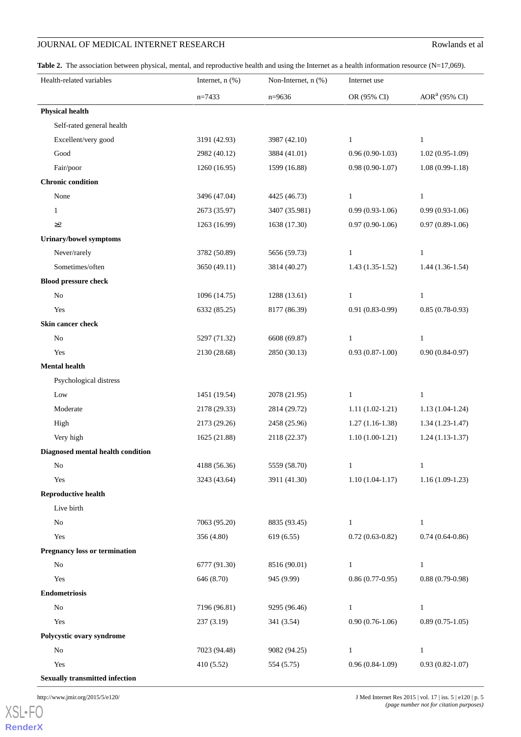**Table 2.** The association between physical, mental, and reproductive health and using the Internet as a health information resource (N=17,069).

| Health-related variables | Internet, n (%) | Non-Internet, n (%) | Internet use | |
|---|---|---|---|---|
| | n=7433 | n=9636 | OR (95% CI) | AOR[a] (95% CI) |
| **Physical health** | | | | |
| Self-rated general health | | | | |
| Excellent/very good | 3191 (42.93) | 3987 (42.10) | 1 | 1 |
| Good | 2982 (40.12) | 3884 (41.01) | 0.96 (0.90-1.03) | 1.02 (0.95-1.09) |
| Fair/poor | 1260 (16.95) | 1599 (16.88) | 0.98 (0.90-1.07) | 1.08 (0.99-1.18) |
| **Chronic condition** | | | | |
| None | 3496 (47.04) | 4425 (46.73) | 1 | 1 |
| 1 | 2673 (35.97) | 3407 (35.981) | 0.99 (0.93-1.06) | 0.99 (0.93-1.06) |
| ≥2 | 1263 (16.99) | 1638 (17.30) | 0.97 (0.90-1.06) | 0.97 (0.89-1.06) |
| **Urinary/bowel symptoms** | | | | |
| Never/rarely | 3782 (50.89) | 5656 (59.73) | 1 | 1 |
| Sometimes/often | 3650 (49.11) | 3814 (40.27) | 1.43 (1.35-1.52) | 1.44 (1.36-1.54) |
| **Blood pressure check** | | | | |
| No | 1096 (14.75) | 1288 (13.61) | 1 | 1 |
| Yes | 6332 (85.25) | 8177 (86.39) | 0.91 (0.83-0.99) | 0.85 (0.78-0.93) |
| **Skin cancer check** | | | | |
| No | 5297 (71.32) | 6608 (69.87) | 1 | 1 |
| Yes | 2130 (28.68) | 2850 (30.13) | 0.93 (0.87-1.00) | 0.90 (0.84-0.97) |
| **Mental health** | | | | |
| Psychological distress | | | | |
| Low | 1451 (19.54) | 2078 (21.95) | 1 | 1 |
| Moderate | 2178 (29.33) | 2814 (29.72) | 1.11 (1.02-1.21) | 1.13 (1.04-1.24) |
| High | 2173 (29.26) | 2458 (25.96) | 1.27 (1.16-1.38) | 1.34 (1.23-1.47) |
| Very high | 1625 (21.88) | 2118 (22.37) | 1.10 (1.00-1.21) | 1.24 (1.13-1.37) |
| **Diagnosed mental health condition** | | | | |
| No | 4188 (56.36) | 5559 (58.70) | 1 | 1 |
| Yes | 3243 (43.64) | 3911 (41.30) | 1.10 (1.04-1.17) | 1.16 (1.09-1.23) |
| **Reproductive health** | | | | |
| Live birth | | | | |
| No | 7063 (95.20) | 8835 (93.45) | 1 | 1 |
| Yes | 356 (4.80) | 619 (6.55) | 0.72 (0.63-0.82) | 0.74 (0.64-0.86) |
| **Pregnancy loss or termination** | | | | |
| No | 6777 (91.30) | 8516 (90.01) | 1 | 1 |
| Yes | 646 (8.70) | 945 (9.99) | 0.86 (0.77-0.95) | 0.88 (0.79-0.98) |
| **Endometriosis** | | | | |
| No | 7196 (96.81) | 9295 (96.46) | 1 | 1 |
| Yes | 237 (3.19) | 341 (3.54) | 0.90 (0.76-1.06) | 0.89 (0.75-1.05) |
| **Polycystic ovary syndrome** | | | | |
| No | 7023 (94.48) | 9082 (94.25) | 1 | 1 |
| Yes | 410 (5.52) | 554 (5.75) | 0.96 (0.84-1.09) | 0.93 (0.82-1.07) |
| **Sexually transmitted infection** | | | | |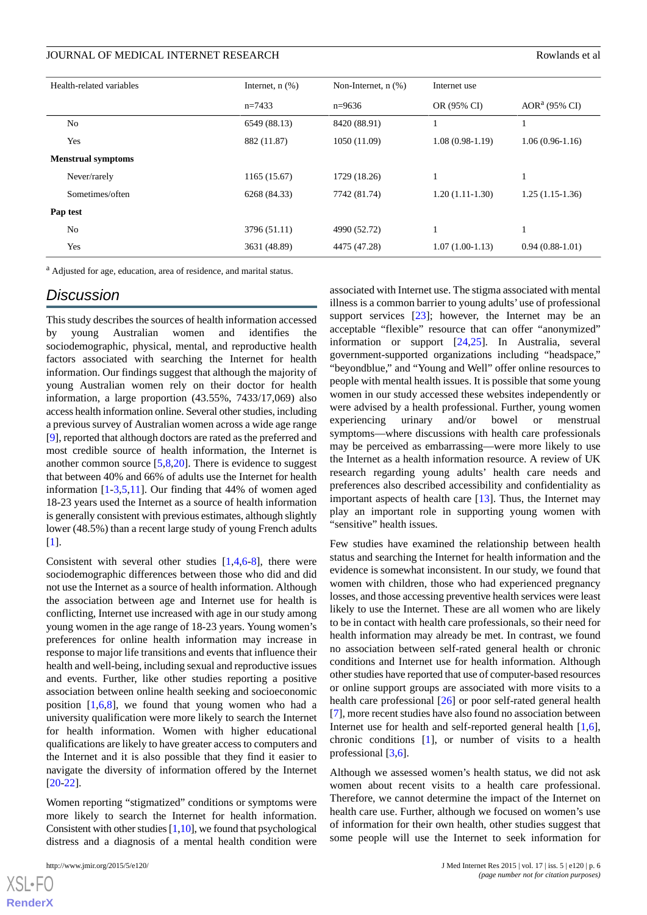| Health-related variables | Internet, n (%) | Non-Internet, n (%) | Internet use | |
|---|---|---|---|---|
| | n=7433 | n=9636 | OR (95% CI) | AOR[a] (95% CI) |
| No | 6549 (88.13) | 8420 (88.91) | 1 | 1 |
| Yes | 882 (11.87) | 1050 (11.09) | 1.08 (0.98-1.19) | 1.06 (0.96-1.16) |
| **Menstrual symptoms** | | | | |
| Never/rarely | 1165 (15.67) | 1729 (18.26) | 1 | 1 |
| Sometimes/often | 6268 (84.33) | 7742 (81.74) | 1.20 (1.11-1.30) | 1.25 (1.15-1.36) |
| **Pap test** | | | | |
| No | 3796 (51.11) | 4990 (52.72) | 1 | 1 |
| Yes | 3631 (48.89) | 4475 (47.28) | 1.07 (1.00-1.13) | 0.94 (0.88-1.01) |

[a] Adjusted for age, education, area of residence, and marital status.

## Discussion

This study describes the sources of health information accessed by young Australian women and identifies the sociodemographic, physical, mental, and reproductive health factors associated with searching the Internet for health information. Our findings suggest that although the majority of young Australian women rely on their doctor for health information, a large proportion (43.55%, 7433/17,069) also access health information online. Several other studies, including a previous survey of Australian women across a wide age range [9], reported that although doctors are rated as the preferred and most credible source of health information, the Internet is another common source [5,8,20]. There is evidence to suggest that between 40% and 66% of adults use the Internet for health information [1-3,5,11]. Our finding that 44% of women aged 18-23 years used the Internet as a source of health information is generally consistent with previous estimates, although slightly lower (48.5%) than a recent large study of young French adults [1].

Consistent with several other studies [1,4,6-8], there were sociodemographic differences between those who did and did not use the Internet as a source of health information. Although the association between age and Internet use for health is conflicting, Internet use increased with age in our study among young women in the age range of 18-23 years. Young women's preferences for online health information may increase in response to major life transitions and events that influence their health and well-being, including sexual and reproductive issues and events. Further, like other studies reporting a positive association between online health seeking and socioeconomic position [1,6,8], we found that young women who had a university qualification were more likely to search the Internet for health information. Women with higher educational qualifications are likely to have greater access to computers and the Internet and it is also possible that they find it easier to navigate the diversity of information offered by the Internet [20-22].

Women reporting "stigmatized" conditions or symptoms were more likely to search the Internet for health information. Consistent with other studies [1,10], we found that psychological distress and a diagnosis of a mental health condition were associated with Internet use. The stigma associated with mental illness is a common barrier to young adults' use of professional support services [23]; however, the Internet may be an acceptable "flexible" resource that can offer "anonymized" information or support [24,25]. In Australia, several government-supported organizations including "headspace," "beyondblue," and "Young and Well" offer online resources to people with mental health issues. It is possible that some young women in our study accessed these websites independently or were advised by a health professional. Further, young women experiencing urinary and/or bowel or menstrual symptoms—where discussions with health care professionals may be perceived as embarrassing—were more likely to use the Internet as a health information resource. A review of UK research regarding young adults' health care needs and preferences also described accessibility and confidentiality as important aspects of health care [13]. Thus, the Internet may play an important role in supporting young women with "sensitive" health issues.

Few studies have examined the relationship between health status and searching the Internet for health information and the evidence is somewhat inconsistent. In our study, we found that women with children, those who had experienced pregnancy losses, and those accessing preventive health services were least likely to use the Internet. These are all women who are likely to be in contact with health care professionals, so their need for health information may already be met. In contrast, we found no association between self-rated general health or chronic conditions and Internet use for health information. Although other studies have reported that use of computer-based resources or online support groups are associated with more visits to a health care professional [26] or poor self-rated general health [7], more recent studies have also found no association between Internet use for health and self-reported general health [1,6], chronic conditions [1], or number of visits to a health professional [3,6].

Although we assessed women's health status, we did not ask women about recent visits to a health care professional. Therefore, we cannot determine the impact of the Internet on health care use. Further, although we focused on women's use of information for their own health, other studies suggest that some people will use the Internet to seek information for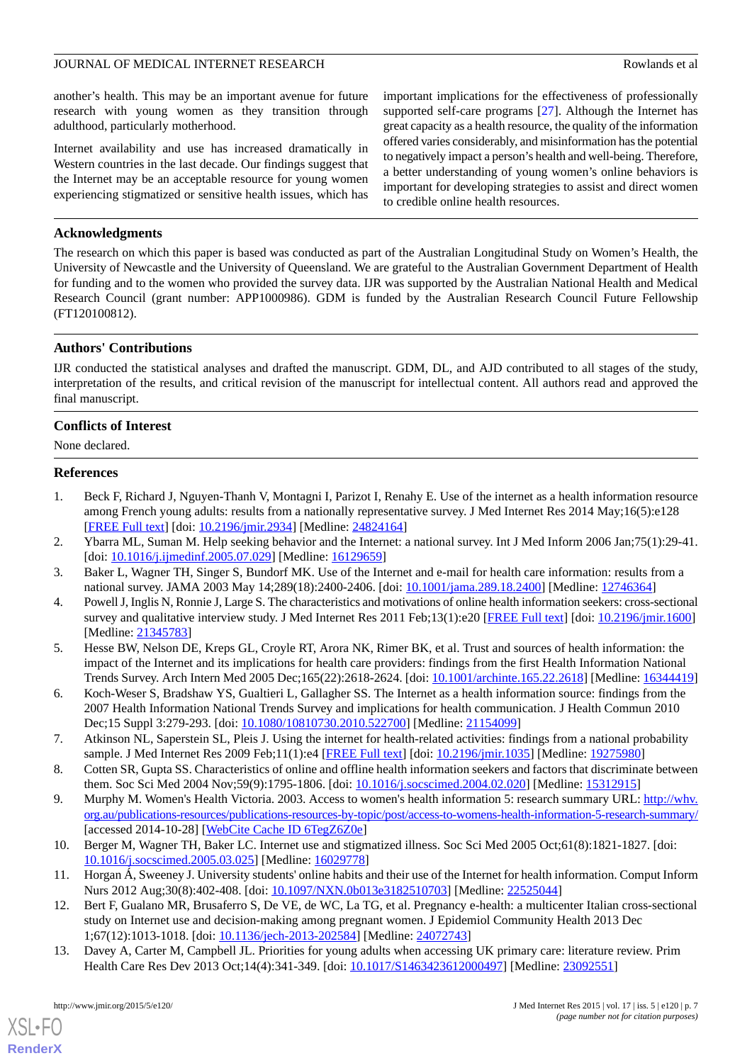another's health. This may be an important avenue for future research with young women as they transition through adulthood, particularly motherhood.

Internet availability and use has increased dramatically in Western countries in the last decade. Our findings suggest that the Internet may be an acceptable resource for young women experiencing stigmatized or sensitive health issues, which has important implications for the effectiveness of professionally supported self-care programs [27]. Although the Internet has great capacity as a health resource, the quality of the information offered varies considerably, and misinformation has the potential to negatively impact a person's health and well-being. Therefore, a better understanding of young women's online behaviors is important for developing strategies to assist and direct women to credible online health resources.

## Acknowledgments

The research on which this paper is based was conducted as part of the Australian Longitudinal Study on Women's Health, the University of Newcastle and the University of Queensland. We are grateful to the Australian Government Department of Health for funding and to the women who provided the survey data. IJR was supported by the Australian National Health and Medical Research Council (grant number: APP1000986). GDM is funded by the Australian Research Council Future Fellowship (FT120100812).

## Authors' Contributions

IJR conducted the statistical analyses and drafted the manuscript. GDM, DL, and AJD contributed to all stages of the study, interpretation of the results, and critical revision of the manuscript for intellectual content. All authors read and approved the final manuscript.

## Conflicts of Interest

None declared.

## References

1. Beck F, Richard J, Nguyen-Thanh V, Montagni I, Parizot I, Renahy E. Use of the internet as a health information resource among French young adults: results from a nationally representative survey. J Med Internet Res 2014 May;16(5):e128 [FREE Full text] [doi: 10.2196/jmir.2934] [Medline: 24824164]
2. Ybarra ML, Suman M. Help seeking behavior and the Internet: a national survey. Int J Med Inform 2006 Jan;75(1):29-41. [doi: 10.1016/j.ijmedinf.2005.07.029] [Medline: 16129659]
3. Baker L, Wagner TH, Singer S, Bundorf MK. Use of the Internet and e-mail for health care information: results from a national survey. JAMA 2003 May 14;289(18):2400-2406. [doi: 10.1001/jama.289.18.2400] [Medline: 12746364]
4. Powell J, Inglis N, Ronnie J, Large S. The characteristics and motivations of online health information seekers: cross-sectional survey and qualitative interview study. J Med Internet Res 2011 Feb;13(1):e20 [FREE Full text] [doi: 10.2196/jmir.1600] [Medline: 21345783]
5. Hesse BW, Nelson DE, Kreps GL, Croyle RT, Arora NK, Rimer BK, et al. Trust and sources of health information: the impact of the Internet and its implications for health care providers: findings from the first Health Information National Trends Survey. Arch Intern Med 2005 Dec;165(22):2618-2624. [doi: 10.1001/archinte.165.22.2618] [Medline: 16344419]
6. Koch-Weser S, Bradshaw YS, Gualtieri L, Gallagher SS. The Internet as a health information source: findings from the 2007 Health Information National Trends Survey and implications for health communication. J Health Commun 2010 Dec;15 Suppl 3:279-293. [doi: 10.1080/10810730.2010.522700] [Medline: 21154099]
7. Atkinson NL, Saperstein SL, Pleis J. Using the internet for health-related activities: findings from a national probability sample. J Med Internet Res 2009 Feb;11(1):e4 [FREE Full text] [doi: 10.2196/jmir.1035] [Medline: 19275980]
8. Cotten SR, Gupta SS. Characteristics of online and offline health information seekers and factors that discriminate between them. Soc Sci Med 2004 Nov;59(9):1795-1806. [doi: 10.1016/j.socscimed.2004.02.020] [Medline: 15312915]
9. Murphy M. Women's Health Victoria. 2003. Access to women's health information 5: research summary URL: http://whv.org.au/publications-resources/publications-resources-by-topic/post/access-to-womens-health-information-5-research-summary/ [accessed 2014-10-28] [WebCite Cache ID 6TegZ6Z0e]
10. Berger M, Wagner TH, Baker LC. Internet use and stigmatized illness. Soc Sci Med 2005 Oct;61(8):1821-1827. [doi: 10.1016/j.socscimed.2005.03.025] [Medline: 16029778]
11. Horgan Á, Sweeney J. University students' online habits and their use of the Internet for health information. Comput Inform Nurs 2012 Aug;30(8):402-408. [doi: 10.1097/NXN.0b013e3182510703] [Medline: 22525044]
12. Bert F, Gualano MR, Brusaferro S, De VE, de WC, La TG, et al. Pregnancy e-health: a multicenter Italian cross-sectional study on Internet use and decision-making among pregnant women. J Epidemiol Community Health 2013 Dec 1;67(12):1013-1018. [doi: 10.1136/jech-2013-202584] [Medline: 24072743]
13. Davey A, Carter M, Campbell JL. Priorities for young adults when accessing UK primary care: literature review. Prim Health Care Res Dev 2013 Oct;14(4):341-349. [doi: 10.1017/S1463423612000497] [Medline: 23092551]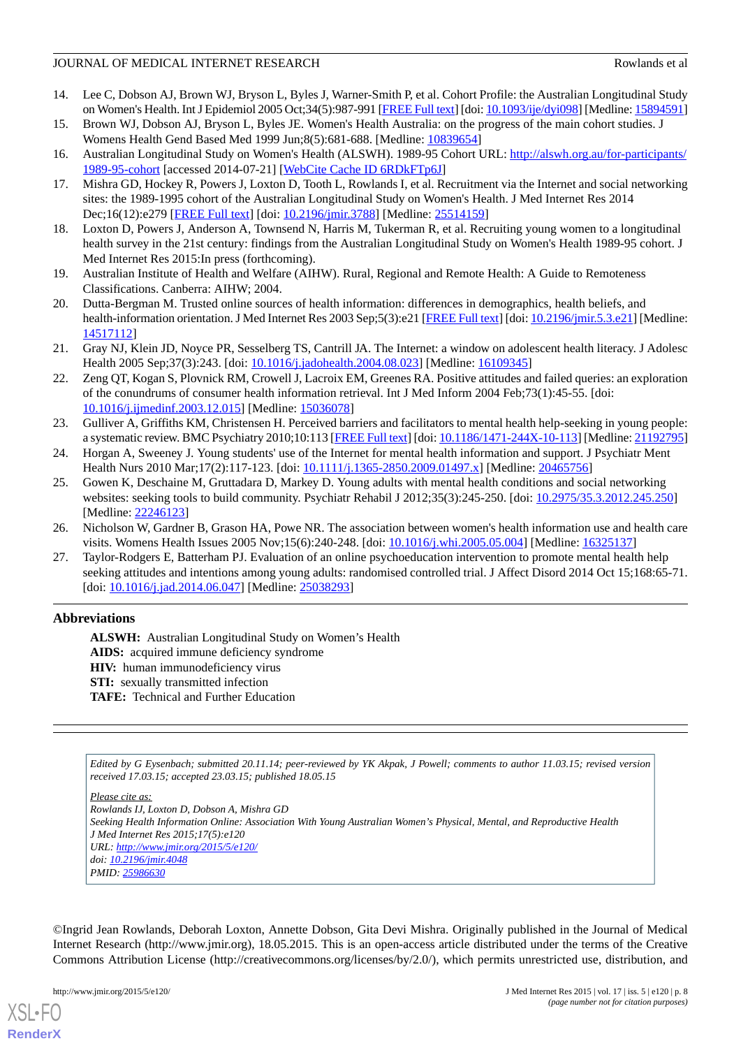14. Lee C, Dobson AJ, Brown WJ, Bryson L, Byles J, Warner-Smith P, et al. Cohort Profile: the Australian Longitudinal Study on Women's Health. Int J Epidemiol 2005 Oct;34(5):987-991 [FREE Full text] [doi: 10.1093/ije/dyi098] [Medline: 15894591]
15. Brown WJ, Dobson AJ, Bryson L, Byles JE. Women's Health Australia: on the progress of the main cohort studies. J Womens Health Gend Based Med 1999 Jun;8(5):681-688. [Medline: 10839654]
16. Australian Longitudinal Study on Women's Health (ALSWH). 1989-95 Cohort URL: http://alswh.org.au/for-participants/1989-95-cohort [accessed 2014-07-21] [WebCite Cache ID 6RDkFTp6J]
17. Mishra GD, Hockey R, Powers J, Loxton D, Tooth L, Rowlands I, et al. Recruitment via the Internet and social networking sites: the 1989-1995 cohort of the Australian Longitudinal Study on Women's Health. J Med Internet Res 2014 Dec;16(12):e279 [FREE Full text] [doi: 10.2196/jmir.3788] [Medline: 25514159]
18. Loxton D, Powers J, Anderson A, Townsend N, Harris M, Tukerman R, et al. Recruiting young women to a longitudinal health survey in the 21st century: findings from the Australian Longitudinal Study on Women's Health 1989-95 cohort. J Med Internet Res 2015:In press (forthcoming).
19. Australian Institute of Health and Welfare (AIHW). Rural, Regional and Remote Health: A Guide to Remoteness Classifications. Canberra: AIHW; 2004.
20. Dutta-Bergman M. Trusted online sources of health information: differences in demographics, health beliefs, and health-information orientation. J Med Internet Res 2003 Sep;5(3):e21 [FREE Full text] [doi: 10.2196/jmir.5.3.e21] [Medline: 14517112]
21. Gray NJ, Klein JD, Noyce PR, Sesselberg TS, Cantrill JA. The Internet: a window on adolescent health literacy. J Adolesc Health 2005 Sep;37(3):243. [doi: 10.1016/j.jadohealth.2004.08.023] [Medline: 16109345]
22. Zeng QT, Kogan S, Plovnick RM, Crowell J, Lacroix EM, Greenes RA. Positive attitudes and failed queries: an exploration of the conundrums of consumer health information retrieval. Int J Med Inform 2004 Feb;73(1):45-55. [doi: 10.1016/j.ijmedinf.2003.12.015] [Medline: 15036078]
23. Gulliver A, Griffiths KM, Christensen H. Perceived barriers and facilitators to mental health help-seeking in young people: a systematic review. BMC Psychiatry 2010;10:113 [FREE Full text] [doi: 10.1186/1471-244X-10-113] [Medline: 21192795]
24. Horgan A, Sweeney J. Young students' use of the Internet for mental health information and support. J Psychiatr Ment Health Nurs 2010 Mar;17(2):117-123. [doi: 10.1111/j.1365-2850.2009.01497.x] [Medline: 20465756]
25. Gowen K, Deschaine M, Gruttadara D, Markey D. Young adults with mental health conditions and social networking websites: seeking tools to build community. Psychiatr Rehabil J 2012;35(3):245-250. [doi: 10.2975/35.3.2012.245.250] [Medline: 22246123]
26. Nicholson W, Gardner B, Grason HA, Powe NR. The association between women's health information use and health care visits. Womens Health Issues 2005 Nov;15(6):240-248. [doi: 10.1016/j.whi.2005.05.004] [Medline: 16325137]
27. Taylor-Rodgers E, Batterham PJ. Evaluation of an online psychoeducation intervention to promote mental health help seeking attitudes and intentions among young adults: randomised controlled trial. J Affect Disord 2014 Oct 15;168:65-71. [doi: 10.1016/j.jad.2014.06.047] [Medline: 25038293]

## Abbreviations

**ALSWH:** Australian Longitudinal Study on Women's Health
**AIDS:** acquired immune deficiency syndrome
**HIV:** human immunodeficiency virus
**STI:** sexually transmitted infection
**TAFE:** Technical and Further Education

*Edited by G Eysenbach; submitted 20.11.14; peer-reviewed by YK Akpak, J Powell; comments to author 11.03.15; revised version received 17.03.15; accepted 23.03.15; published 18.05.15*

*Please cite as:*
*Rowlands IJ, Loxton D, Dobson A, Mishra GD*
*Seeking Health Information Online: Association With Young Australian Women's Physical, Mental, and Reproductive Health*
*J Med Internet Res 2015;17(5):e120*
*URL: http://www.jmir.org/2015/5/e120/*
*doi: 10.2196/jmir.4048*
*PMID: 25986630*

©Ingrid Jean Rowlands, Deborah Loxton, Annette Dobson, Gita Devi Mishra. Originally published in the Journal of Medical Internet Research (http://www.jmir.org), 18.05.2015. This is an open-access article distributed under the terms of the Creative Commons Attribution License (http://creativecommons.org/licenses/by/2.0/), which permits unrestricted use, distribution, and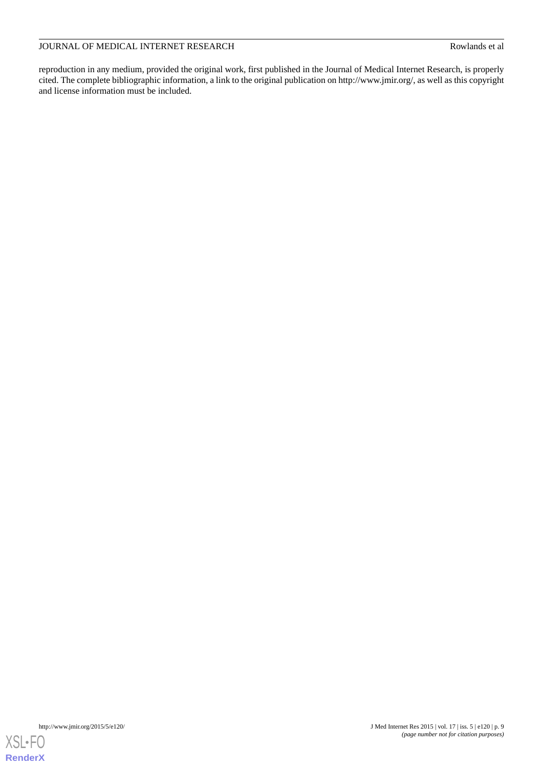reproduction in any medium, provided the original work, first published in the Journal of Medical Internet Research, is properly cited. The complete bibliographic information, a link to the original publication on http://www.jmir.org/, as well as this copyright and license information must be included.